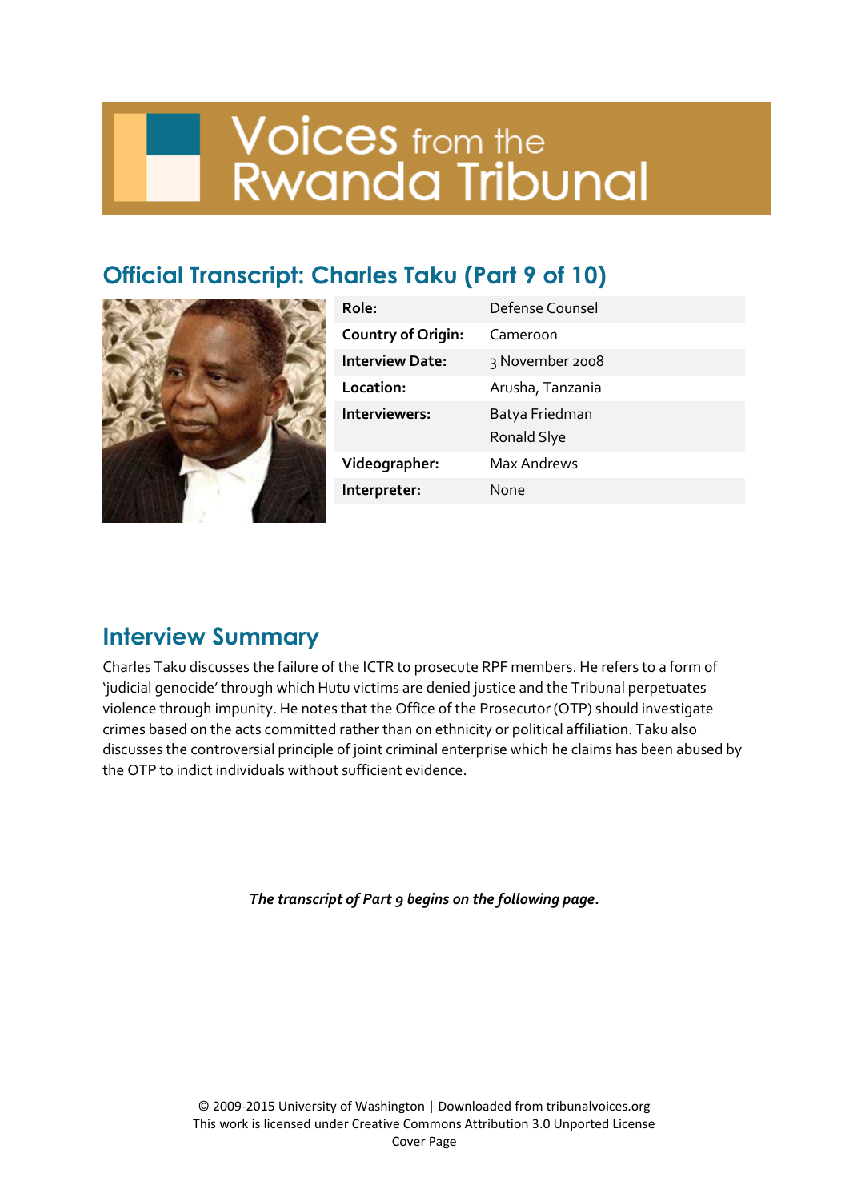# Voices from the Rwanda Tribunal

## Official Transcript: Charles Taku (Part 9 of 10)

| | |
|---|---|
| **Role:** | Defense Counsel |
| **Country of Origin:** | Cameroon |
| **Interview Date:** | 3 November 2008 |
| **Location:** | Arusha, Tanzania |
| **Interviewers:** | Batya Friedman<br>Ronald Slye |
| **Videographer:** | Max Andrews |
| **Interpreter:** | None |

## Interview Summary

Charles Taku discusses the failure of the ICTR to prosecute RPF members. He refers to a form of 'judicial genocide' through which Hutu victims are denied justice and the Tribunal perpetuates violence through impunity. He notes that the Office of the Prosecutor (OTP) should investigate crimes based on the acts committed rather than on ethnicity or political affiliation. Taku also discusses the controversial principle of joint criminal enterprise which he claims has been abused by the OTP to indict individuals without sufficient evidence.

*The transcript of Part 9 begins on the following page.*

© 2009-2015 University of Washington | Downloaded from tribunalvoices.org
This work is licensed under Creative Commons Attribution 3.0 Unported License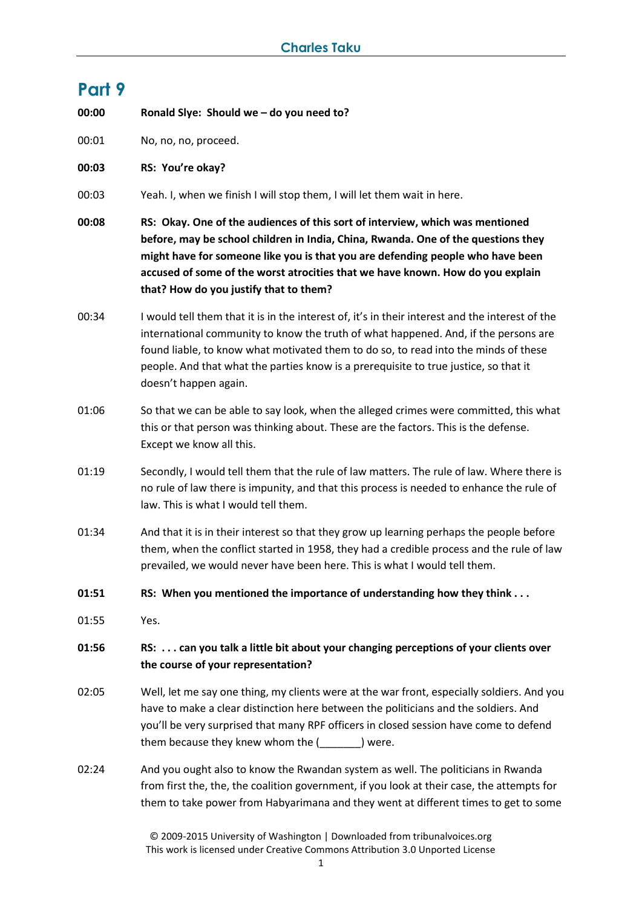# Part 9

**00:00** **Ronald Slye: Should we – do you need to?**

00:01 No, no, no, proceed.

**00:03** **RS: You're okay?**

00:03 Yeah. I, when we finish I will stop them, I will let them wait in here.

**00:08** **RS: Okay. One of the audiences of this sort of interview, which was mentioned before, may be school children in India, China, Rwanda. One of the questions they might have for someone like you is that you are defending people who have been accused of some of the worst atrocities that we have known. How do you explain that? How do you justify that to them?**

00:34 I would tell them that it is in the interest of, it's in their interest and the interest of the international community to know the truth of what happened. And, if the persons are found liable, to know what motivated them to do so, to read into the minds of these people. And that what the parties know is a prerequisite to true justice, so that it doesn't happen again.

01:06 So that we can be able to say look, when the alleged crimes were committed, this what this or that person was thinking about. These are the factors. This is the defense. Except we know all this.

01:19 Secondly, I would tell them that the rule of law matters. The rule of law. Where there is no rule of law there is impunity, and that this process is needed to enhance the rule of law. This is what I would tell them.

01:34 And that it is in their interest so that they grow up learning perhaps the people before them, when the conflict started in 1958, they had a credible process and the rule of law prevailed, we would never have been here. This is what I would tell them.

**01:51** **RS: When you mentioned the importance of understanding how they think . . .**

01:55 Yes.

**01:56** **RS: . . . can you talk a little bit about your changing perceptions of your clients over the course of your representation?**

02:05 Well, let me say one thing, my clients were at the war front, especially soldiers. And you have to make a clear distinction here between the politicians and the soldiers. And you'll be very surprised that many RPF officers in closed session have come to defend them because they knew whom the (_______) were.

02:24 And you ought also to know the Rwandan system as well. The politicians in Rwanda from first the, the, the coalition government, if you look at their case, the attempts for them to take power from Habyarimana and they went at different times to get to some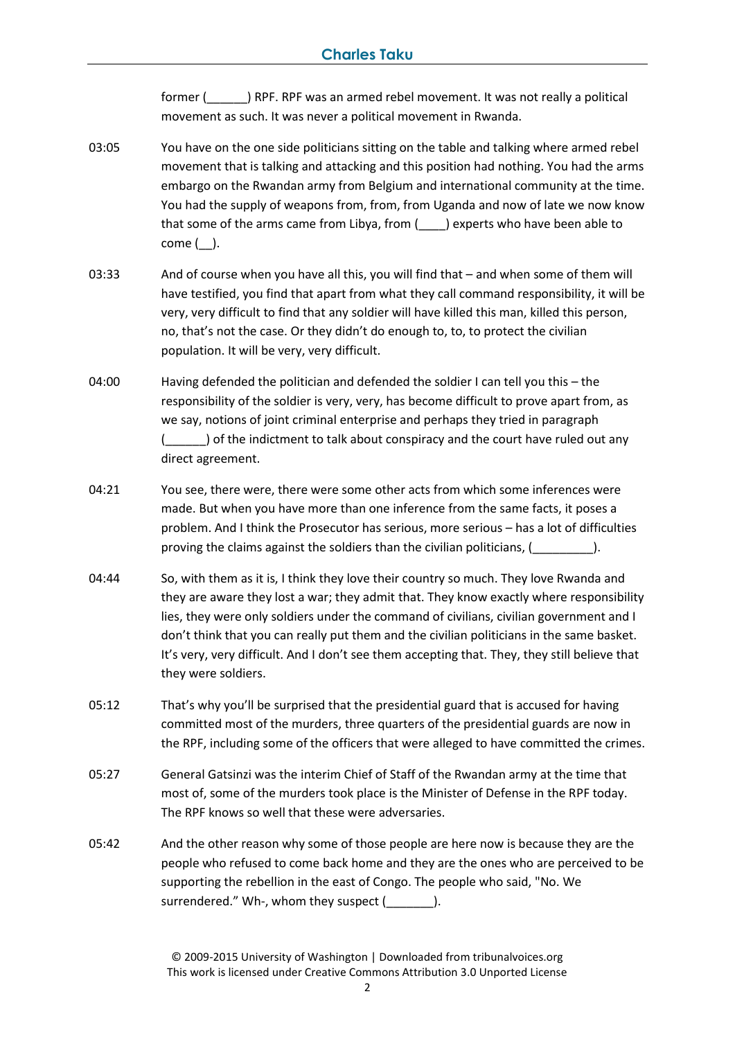former (______) RPF. RPF was an armed rebel movement. It was not really a political movement as such. It was never a political movement in Rwanda.

03:05 You have on the one side politicians sitting on the table and talking where armed rebel movement that is talking and attacking and this position had nothing. You had the arms embargo on the Rwandan army from Belgium and international community at the time. You had the supply of weapons from, from, from Uganda and now of late we now know that some of the arms came from Libya, from (____) experts who have been able to come (__).

03:33 And of course when you have all this, you will find that – and when some of them will have testified, you find that apart from what they call command responsibility, it will be very, very difficult to find that any soldier will have killed this man, killed this person, no, that's not the case. Or they didn't do enough to, to, to protect the civilian population. It will be very, very difficult.

04:00 Having defended the politician and defended the soldier I can tell you this – the responsibility of the soldier is very, very, has become difficult to prove apart from, as we say, notions of joint criminal enterprise and perhaps they tried in paragraph (______) of the indictment to talk about conspiracy and the court have ruled out any direct agreement.

04:21 You see, there were, there were some other acts from which some inferences were made. But when you have more than one inference from the same facts, it poses a problem. And I think the Prosecutor has serious, more serious – has a lot of difficulties proving the claims against the soldiers than the civilian politicians, (_________).

04:44 So, with them as it is, I think they love their country so much. They love Rwanda and they are aware they lost a war; they admit that. They know exactly where responsibility lies, they were only soldiers under the command of civilians, civilian government and I don't think that you can really put them and the civilian politicians in the same basket. It's very, very difficult. And I don't see them accepting that. They, they still believe that they were soldiers.

05:12 That's why you'll be surprised that the presidential guard that is accused for having committed most of the murders, three quarters of the presidential guards are now in the RPF, including some of the officers that were alleged to have committed the crimes.

05:27 General Gatsinzi was the interim Chief of Staff of the Rwandan army at the time that most of, some of the murders took place is the Minister of Defense in the RPF today. The RPF knows so well that these were adversaries.

05:42 And the other reason why some of those people are here now is because they are the people who refused to come back home and they are the ones who are perceived to be supporting the rebellion in the east of Congo. The people who said, "No. We surrendered." Wh-, whom they suspect (_______).

© 2009-2015 University of Washington | Downloaded from tribunalvoices.org
This work is licensed under Creative Commons Attribution 3.0 Unported License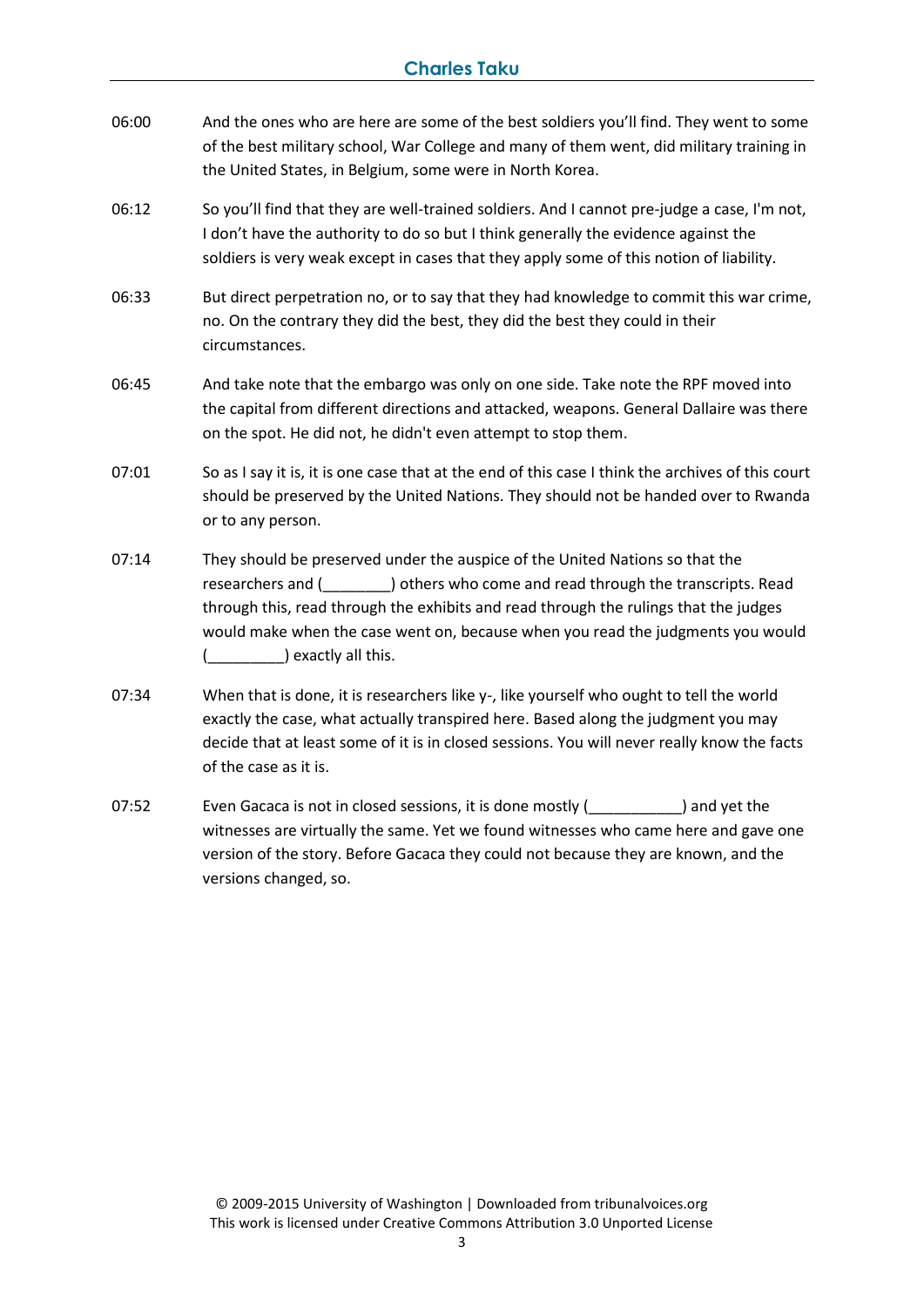06:00 And the ones who are here are some of the best soldiers you'll find. They went to some of the best military school, War College and many of them went, did military training in the United States, in Belgium, some were in North Korea.

06:12 So you'll find that they are well-trained soldiers. And I cannot pre-judge a case, I'm not, I don't have the authority to do so but I think generally the evidence against the soldiers is very weak except in cases that they apply some of this notion of liability.

06:33 But direct perpetration no, or to say that they had knowledge to commit this war crime, no. On the contrary they did the best, they did the best they could in their circumstances.

06:45 And take note that the embargo was only on one side. Take note the RPF moved into the capital from different directions and attacked, weapons. General Dallaire was there on the spot. He did not, he didn't even attempt to stop them.

07:01 So as I say it is, it is one case that at the end of this case I think the archives of this court should be preserved by the United Nations. They should not be handed over to Rwanda or to any person.

07:14 They should be preserved under the auspice of the United Nations so that the researchers and (________) others who come and read through the transcripts. Read through this, read through the exhibits and read through the rulings that the judges would make when the case went on, because when you read the judgments you would (_________) exactly all this.

07:34 When that is done, it is researchers like y-, like yourself who ought to tell the world exactly the case, what actually transpired here. Based along the judgment you may decide that at least some of it is in closed sessions. You will never really know the facts of the case as it is.

07:52 Even Gacaca is not in closed sessions, it is done mostly (___________) and yet the witnesses are virtually the same. Yet we found witnesses who came here and gave one version of the story. Before Gacaca they could not because they are known, and the versions changed, so.

© 2009-2015 University of Washington | Downloaded from tribunalvoices.org
This work is licensed under Creative Commons Attribution 3.0 Unported License